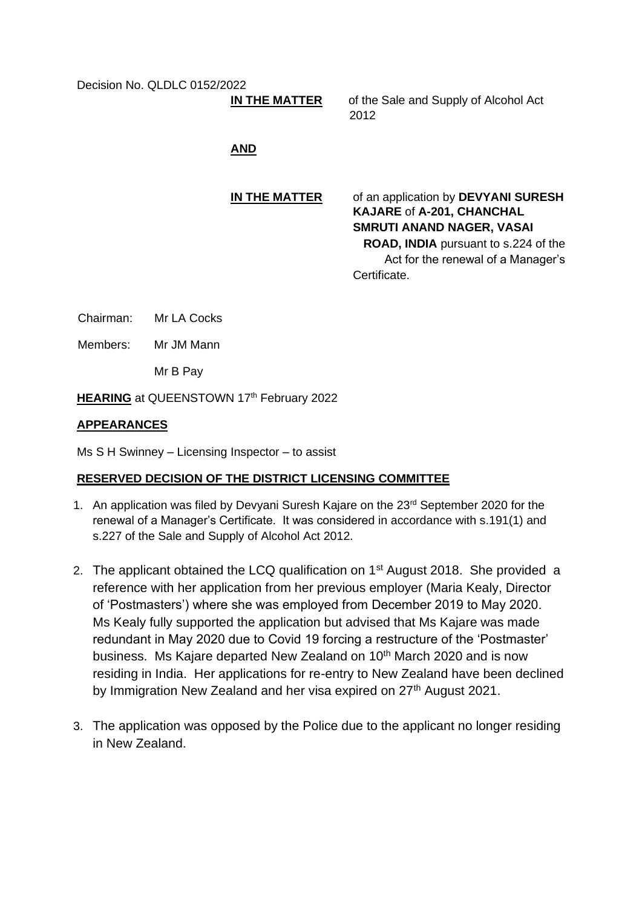Decision No. QLDLC 0152/2022

**IN THE MATTER** of the Sale and Supply of Alcohol Act 2012

**AND**

**IN THE MATTER** of an application by **DEVYANI SURESH KAJARE** of **A-201, CHANCHAL SMRUTI ANAND NAGER, VASAI ROAD, INDIA** pursuant to s.224 of the Act for the renewal of a Manager's Certificate.

Chairman: Mr LA Cocks

Members: Mr JM Mann

Mr B Pay

**HEARING** at QUEENSTOWN 17th February 2022

**APPEARANCES**

Ms S H Swinney – Licensing Inspector – to assist

**RESERVED DECISION OF THE DISTRICT LICENSING COMMITTEE**

1. An application was filed by Devyani Suresh Kajare on the 23rd September 2020 for the renewal of a Manager's Certificate. It was considered in accordance with s.191(1) and s.227 of the Sale and Supply of Alcohol Act 2012.

2. The applicant obtained the LCQ qualification on 1st August 2018. She provided a reference with her application from her previous employer (Maria Kealy, Director of 'Postmasters') where she was employed from December 2019 to May 2020. Ms Kealy fully supported the application but advised that Ms Kajare was made redundant in May 2020 due to Covid 19 forcing a restructure of the 'Postmaster' business. Ms Kajare departed New Zealand on 10th March 2020 and is now residing in India. Her applications for re-entry to New Zealand have been declined by Immigration New Zealand and her visa expired on 27th August 2021.

3. The application was opposed by the Police due to the applicant no longer residing in New Zealand.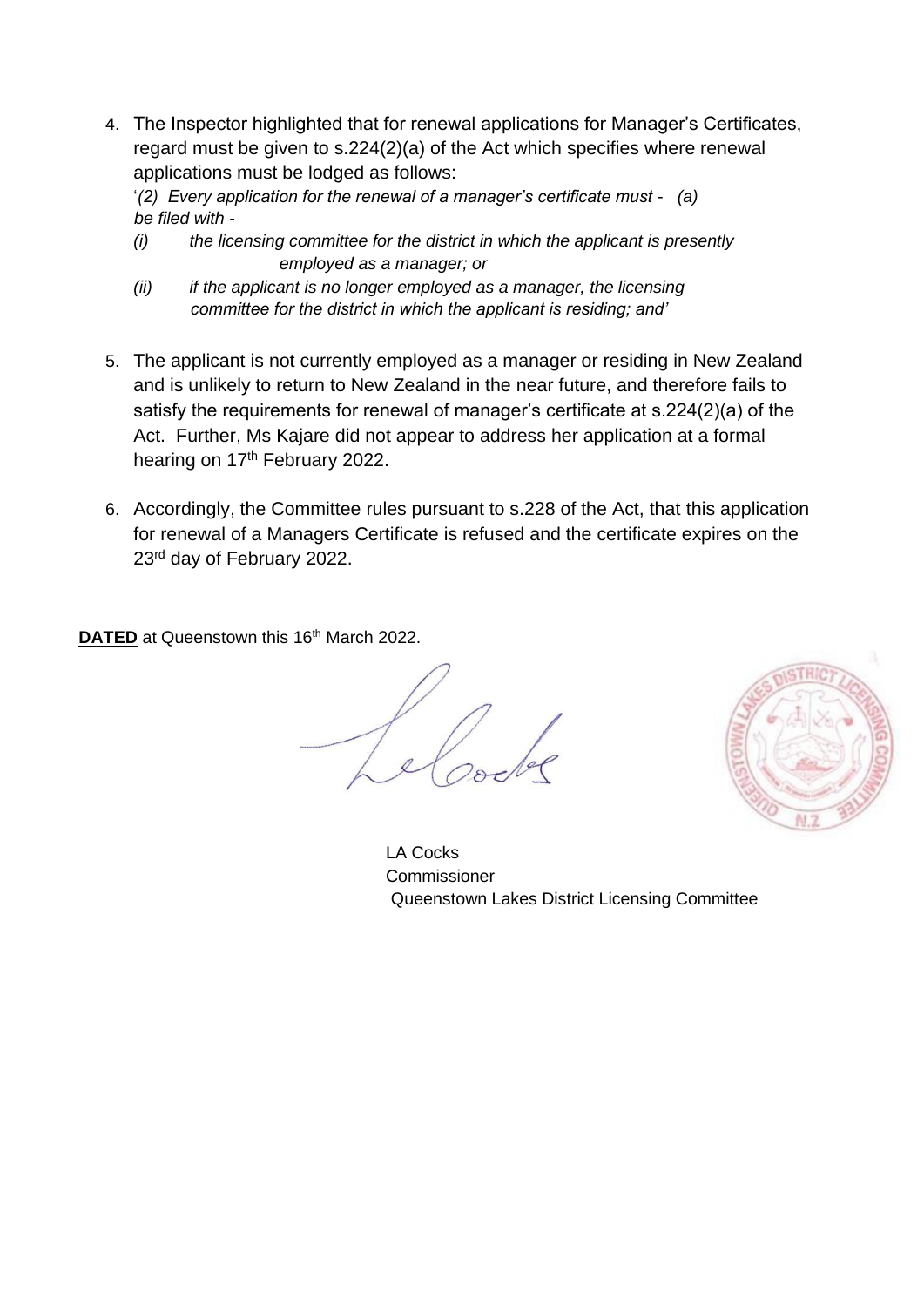4. The Inspector highlighted that for renewal applications for Manager's Certificates, regard must be given to s.224(2)(a) of the Act which specifies where renewal applications must be lodged as follows:

   '*(2) Every application for the renewal of a manager's certificate must - (a) be filed with -*
   - *(i) the licensing committee for the district in which the applicant is presently employed as a manager; or*
   - *(ii) if the applicant is no longer employed as a manager, the licensing committee for the district in which the applicant is residing; and'*

5. The applicant is not currently employed as a manager or residing in New Zealand and is unlikely to return to New Zealand in the near future, and therefore fails to satisfy the requirements for renewal of manager's certificate at s.224(2)(a) of the Act. Further, Ms Kajare did not appear to address her application at a formal hearing on 17th February 2022.

6. Accordingly, the Committee rules pursuant to s.228 of the Act, that this application for renewal of a Managers Certificate is refused and the certificate expires on the 23rd day of February 2022.

**DATED** at Queenstown this 16th March 2022.

LA Cocks
Commissioner
Queenstown Lakes District Licensing Committee